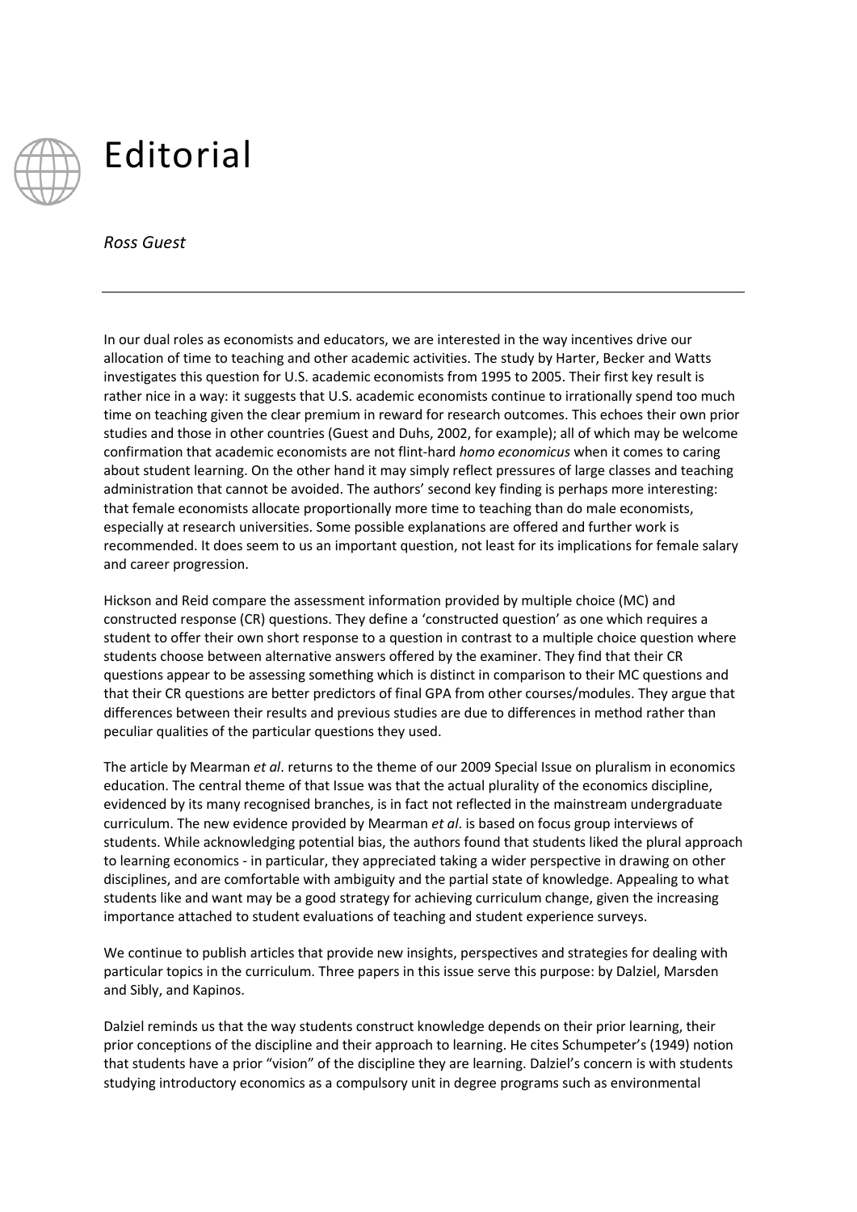# Editorial

*Ross Guest*

---

In our dual roles as economists and educators, we are interested in the way incentives drive our allocation of time to teaching and other academic activities. The study by Harter, Becker and Watts investigates this question for U.S. academic economists from 1995 to 2005. Their first key result is rather nice in a way: it suggests that U.S. academic economists continue to irrationally spend too much time on teaching given the clear premium in reward for research outcomes. This echoes their own prior studies and those in other countries (Guest and Duhs, 2002, for example); all of which may be welcome confirmation that academic economists are not flint-hard *homo economicus* when it comes to caring about student learning. On the other hand it may simply reflect pressures of large classes and teaching administration that cannot be avoided. The authors' second key finding is perhaps more interesting: that female economists allocate proportionally more time to teaching than do male economists, especially at research universities. Some possible explanations are offered and further work is recommended. It does seem to us an important question, not least for its implications for female salary and career progression.

Hickson and Reid compare the assessment information provided by multiple choice (MC) and constructed response (CR) questions. They define a 'constructed question' as one which requires a student to offer their own short response to a question in contrast to a multiple choice question where students choose between alternative answers offered by the examiner. They find that their CR questions appear to be assessing something which is distinct in comparison to their MC questions and that their CR questions are better predictors of final GPA from other courses/modules. They argue that differences between their results and previous studies are due to differences in method rather than peculiar qualities of the particular questions they used.

The article by Mearman *et al*. returns to the theme of our 2009 Special Issue on pluralism in economics education. The central theme of that Issue was that the actual plurality of the economics discipline, evidenced by its many recognised branches, is in fact not reflected in the mainstream undergraduate curriculum. The new evidence provided by Mearman *et al*. is based on focus group interviews of students. While acknowledging potential bias, the authors found that students liked the plural approach to learning economics - in particular, they appreciated taking a wider perspective in drawing on other disciplines, and are comfortable with ambiguity and the partial state of knowledge. Appealing to what students like and want may be a good strategy for achieving curriculum change, given the increasing importance attached to student evaluations of teaching and student experience surveys.

We continue to publish articles that provide new insights, perspectives and strategies for dealing with particular topics in the curriculum. Three papers in this issue serve this purpose: by Dalziel, Marsden and Sibly, and Kapinos.

Dalziel reminds us that the way students construct knowledge depends on their prior learning, their prior conceptions of the discipline and their approach to learning. He cites Schumpeter's (1949) notion that students have a prior "vision" of the discipline they are learning. Dalziel's concern is with students studying introductory economics as a compulsory unit in degree programs such as environmental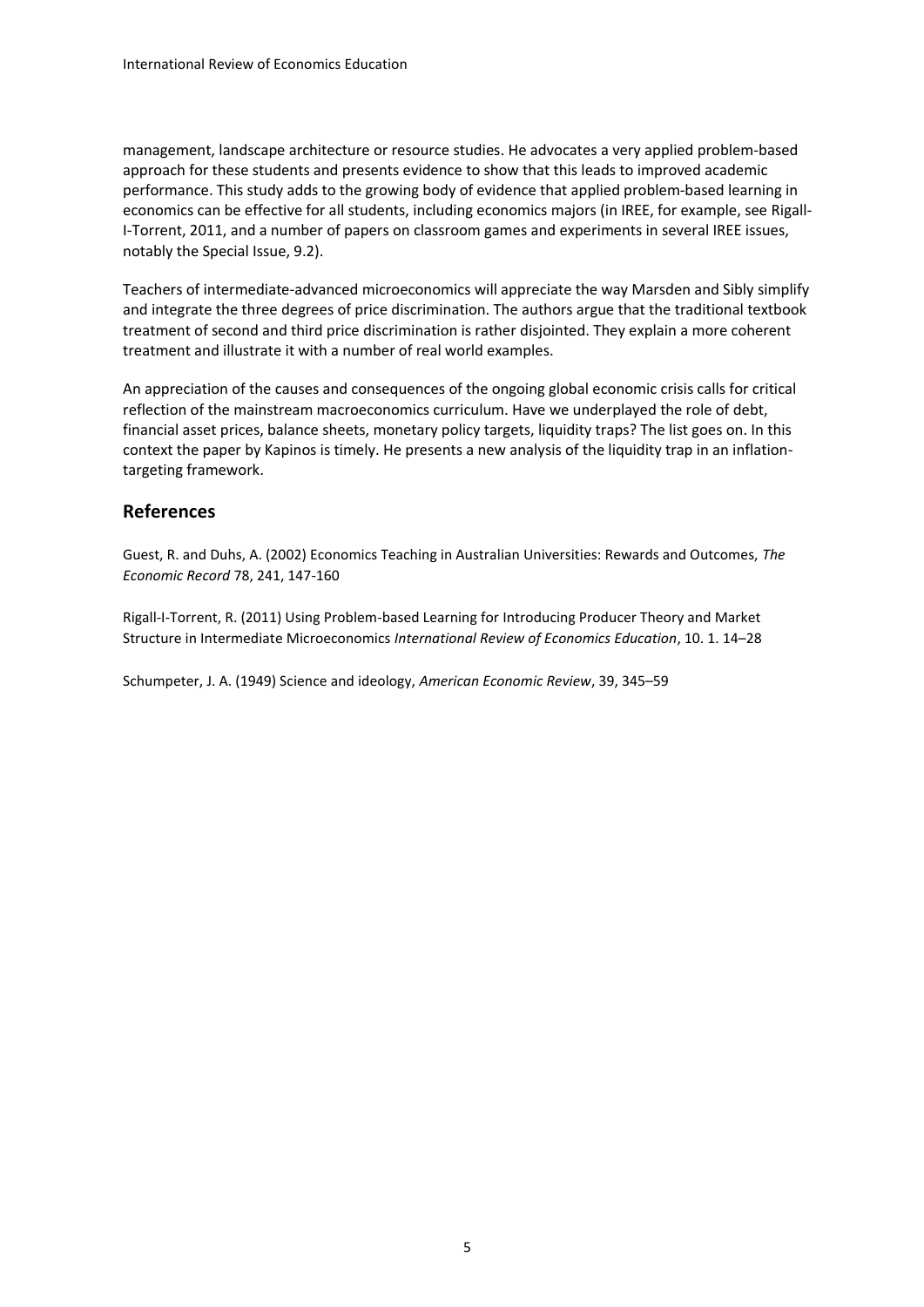management, landscape architecture or resource studies. He advocates a very applied problem-based approach for these students and presents evidence to show that this leads to improved academic performance. This study adds to the growing body of evidence that applied problem-based learning in economics can be effective for all students, including economics majors (in IREE, for example, see Rigall-I-Torrent, 2011, and a number of papers on classroom games and experiments in several IREE issues, notably the Special Issue, 9.2).

Teachers of intermediate-advanced microeconomics will appreciate the way Marsden and Sibly simplify and integrate the three degrees of price discrimination. The authors argue that the traditional textbook treatment of second and third price discrimination is rather disjointed. They explain a more coherent treatment and illustrate it with a number of real world examples.

An appreciation of the causes and consequences of the ongoing global economic crisis calls for critical reflection of the mainstream macroeconomics curriculum. Have we underplayed the role of debt, financial asset prices, balance sheets, monetary policy targets, liquidity traps? The list goes on. In this context the paper by Kapinos is timely. He presents a new analysis of the liquidity trap in an inflation-targeting framework.

## References

Guest, R. and Duhs, A. (2002) Economics Teaching in Australian Universities: Rewards and Outcomes, *The Economic Record* 78, 241, 147-160

Rigall-I-Torrent, R. (2011) Using Problem-based Learning for Introducing Producer Theory and Market Structure in Intermediate Microeconomics *International Review of Economics Education*, 10. 1. 14–28

Schumpeter, J. A. (1949) Science and ideology, *American Economic Review*, 39, 345–59